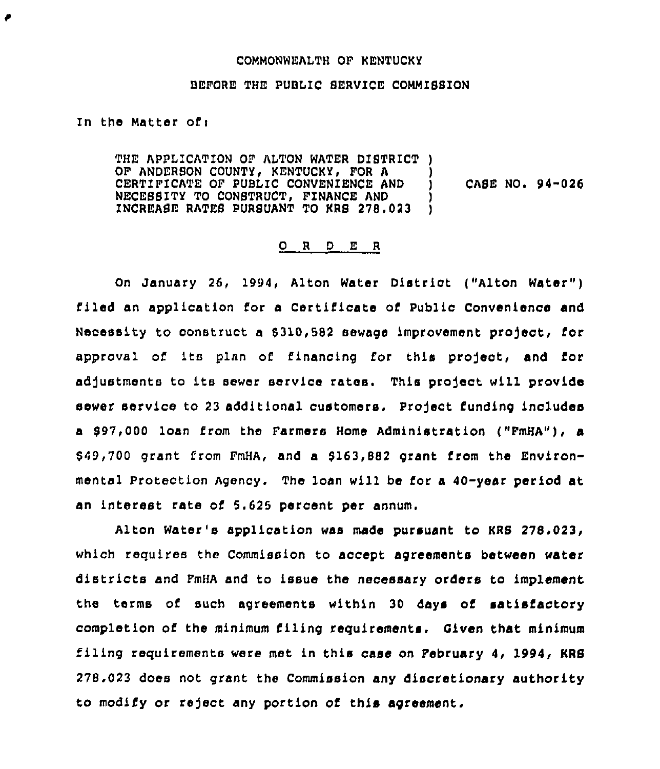COMMONWEALTH OF KENTUCKY

BEFORE THE PUBLIC SERVICE COMMISSION

In the Matter of:

THE APPLICATION OF ALTON WATER DISTRICT OF ANDERSON COUNTY, KENTUCKY, FOR A CERTIFICATE OF PUBLIC CONVENIENCE AND NECESSITY TO CONSTRUCT, FINANCE AND INCREASE RATES PURSUANT TO KRS 278.023 ) CASE NO. 94-026

O R D E R

On January 26, 1994, Alton Water District ("Alton Water") filed an application for a Certificate of Public Convenience and Necessity to construct a $310,582 sewage improvement project, for approval of its plan of financing for this project, and for adjustments to its sewer service rates. This project will provide sewer service to 23 additional customers. Project funding includes a $97,000 loan from the Farmers Home Administration ("FmHA"), a $49,700 grant from FmHA, and a $163,882 grant from the Environmental Protection Agency. The loan will be for a 40-year period at an interest rate of 5.625 percent per annum.

Alton Water's application was made pursuant to KRS 278.023, which requires the Commission to accept agreements between water districts and FmHA and to issue the necessary orders to implement the terms of such agreements within 30 days of satisfactory completion of the minimum filing requirements. Given that minimum filing requirements were met in this case on February 4, 1994, KRS 278.023 does not grant the Commission any discretionary authority to modify or reject any portion of this agreement.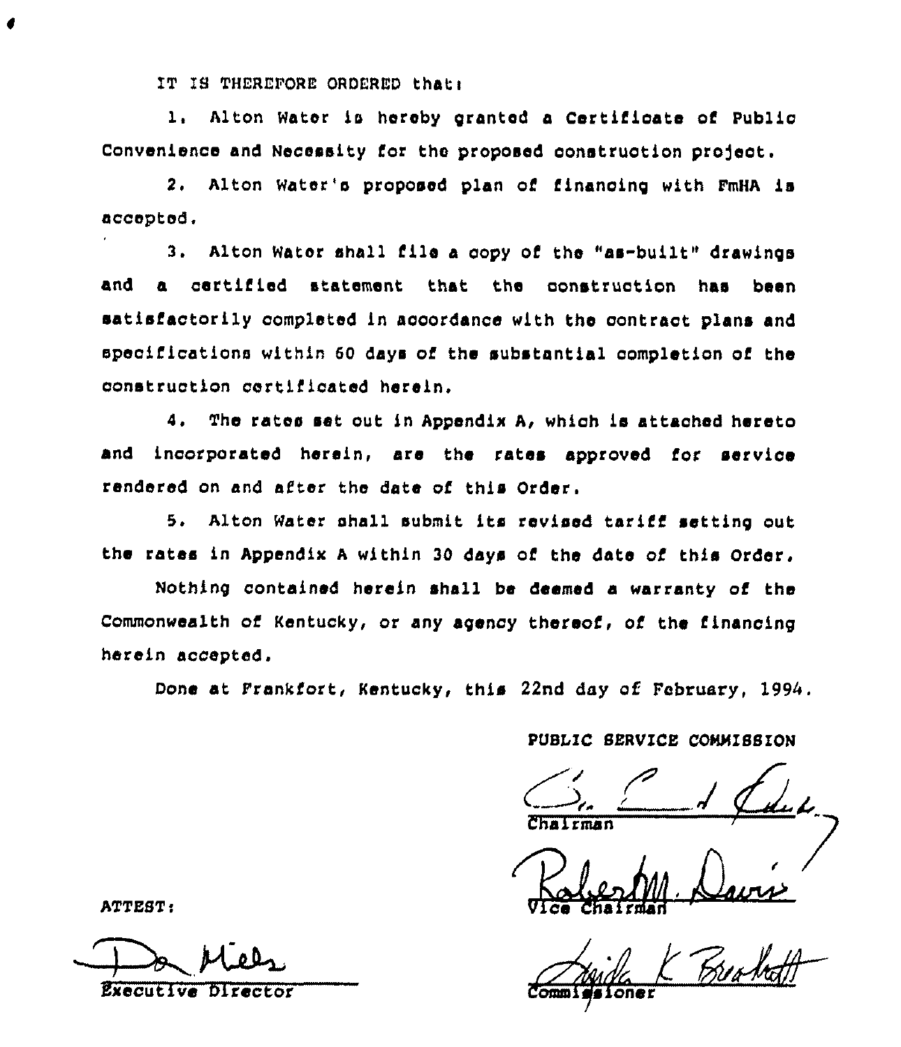IT IS THEREFORE ORDERED that:

1. Alton Water is hereby granted a Certificate of Public Convenience and Necessity for the proposed construction project.

2. Alton Water's proposed plan of financing with FmHA is accepted.

3. Alton Water shall file a copy of the "as-built" drawings and a certified statement that the construction has been satisfactorily completed in accordance with the contract plans and specifications within 60 days of the substantial completion of the construction certificated herein.

4. The rates set out in Appendix A, which is attached hereto and incorporated herein, are the rates approved for service rendered on and after the date of this Order.

5. Alton Water shall submit its revised tariff setting out the rates in Appendix A within 30 days of the date of this Order.

Nothing contained herein shall be deemed a warranty of the Commonwealth of Kentucky, or any agency thereof, of the financing herein accepted.

Done at Frankfort, Kentucky, this 22nd day of February, 1994.

PUBLIC SERVICE COMMISSION

Chairman

Vice Chairman

Commissioner

ATTEST:

Executive Director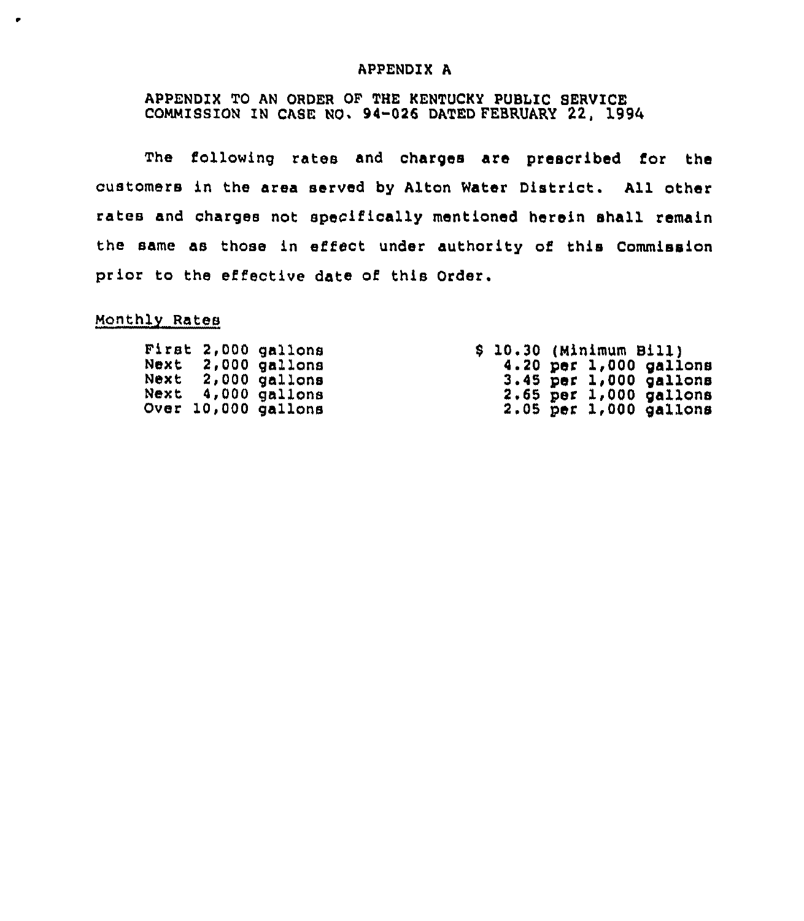# APPENDIX A

APPENDIX TO AN ORDER OF THE KENTUCKY PUBLIC SERVICE COMMISSION IN CASE NO. 94-026 DATED FEBRUARY 22, 1994

The following rates and charges are prescribed for the customers in the area served by Alton Water District. All other rates and charges not specifically mentioned herein shall remain the same as those in effect under authority of this Commission prior to the effective date of this Order.

Monthly Rates

| | |
|---|---|
| First 2,000 gallons | $ 10.30 (Minimum Bill) |
| Next 2,000 gallons | 4.20 per 1,000 gallons |
| Next 2,000 gallons | 3.45 per 1,000 gallons |
| Next 4,000 gallons | 2.65 per 1,000 gallons |
| Over 10,000 gallons | 2.05 per 1,000 gallons |